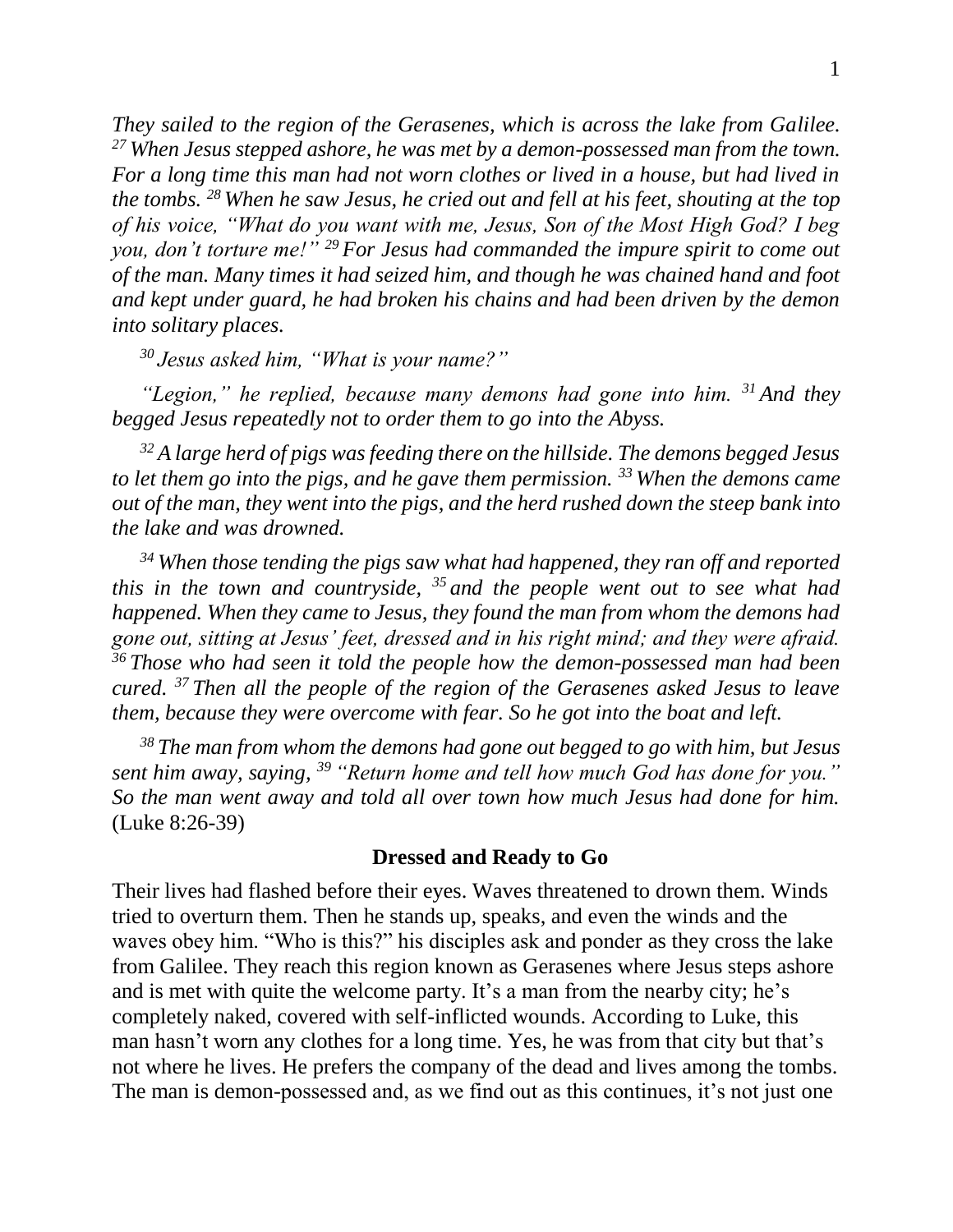*They sailed to the region of the Gerasenes, which is across the lake from Galilee. [27] When Jesus stepped ashore, he was met by a demon-possessed man from the town. For a long time this man had not worn clothes or lived in a house, but had lived in the tombs. [28] When he saw Jesus, he cried out and fell at his feet, shouting at the top of his voice, "What do you want with me, Jesus, Son of the Most High God? I beg you, don't torture me!" [29] For Jesus had commanded the impure spirit to come out of the man. Many times it had seized him, and though he was chained hand and foot and kept under guard, he had broken his chains and had been driven by the demon into solitary places.*

*[30] Jesus asked him, "What is your name?"*

*"Legion," he replied, because many demons had gone into him. [31] And they begged Jesus repeatedly not to order them to go into the Abyss.*

*[32] A large herd of pigs was feeding there on the hillside. The demons begged Jesus to let them go into the pigs, and he gave them permission. [33] When the demons came out of the man, they went into the pigs, and the herd rushed down the steep bank into the lake and was drowned.*

*[34] When those tending the pigs saw what had happened, they ran off and reported this in the town and countryside, [35] and the people went out to see what had happened. When they came to Jesus, they found the man from whom the demons had gone out, sitting at Jesus' feet, dressed and in his right mind; and they were afraid. [36] Those who had seen it told the people how the demon-possessed man had been cured. [37] Then all the people of the region of the Gerasenes asked Jesus to leave them, because they were overcome with fear. So he got into the boat and left.*

*[38] The man from whom the demons had gone out begged to go with him, but Jesus sent him away, saying, [39] "Return home and tell how much God has done for you." So the man went away and told all over town how much Jesus had done for him.* (Luke 8:26-39)

## Dressed and Ready to Go

Their lives had flashed before their eyes. Waves threatened to drown them. Winds tried to overturn them. Then he stands up, speaks, and even the winds and the waves obey him. "Who is this?" his disciples ask and ponder as they cross the lake from Galilee. They reach this region known as Gerasenes where Jesus steps ashore and is met with quite the welcome party. It's a man from the nearby city; he's completely naked, covered with self-inflicted wounds. According to Luke, this man hasn't worn any clothes for a long time. Yes, he was from that city but that's not where he lives. He prefers the company of the dead and lives among the tombs. The man is demon-possessed and, as we find out as this continues, it's not just one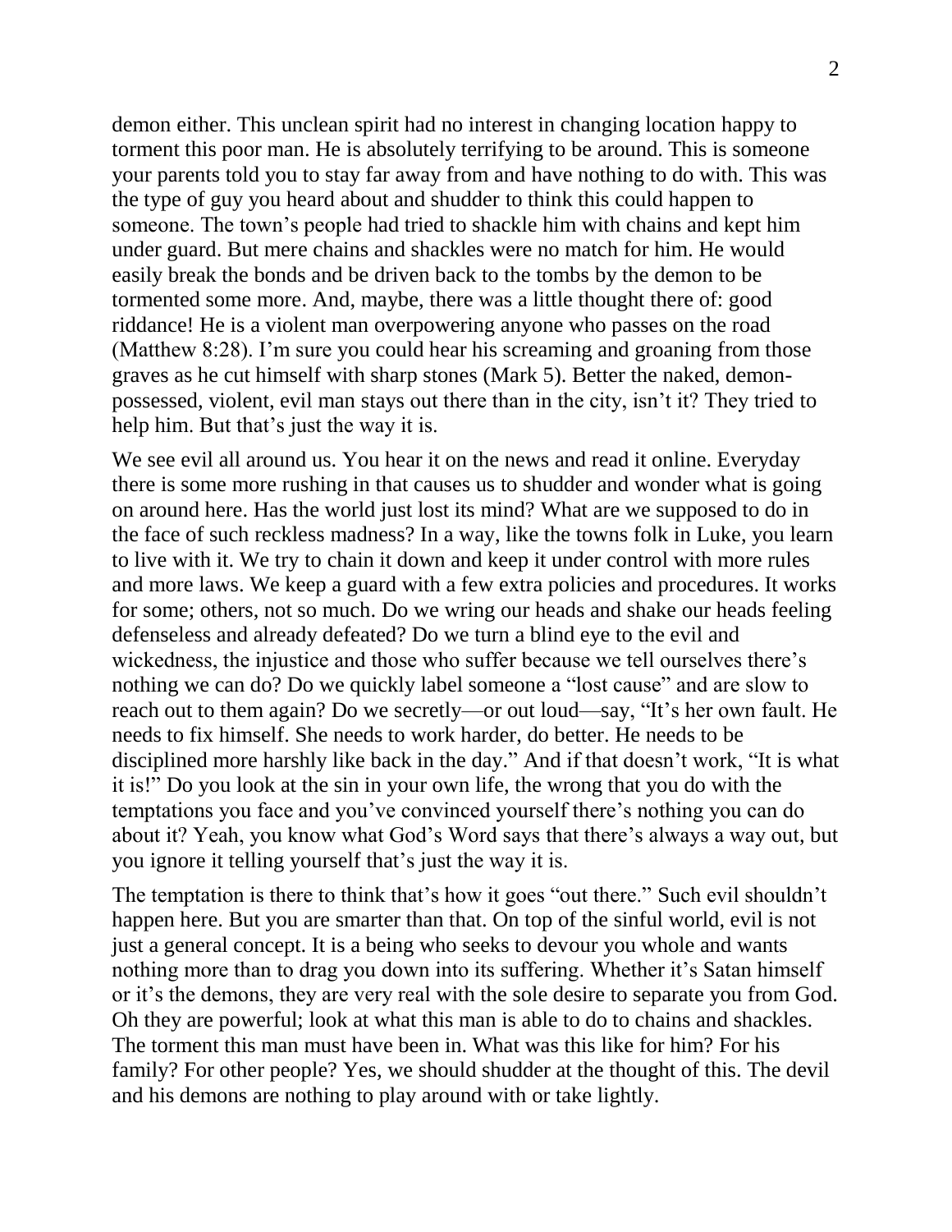demon either. This unclean spirit had no interest in changing location happy to torment this poor man. He is absolutely terrifying to be around. This is someone your parents told you to stay far away from and have nothing to do with. This was the type of guy you heard about and shudder to think this could happen to someone. The town's people had tried to shackle him with chains and kept him under guard. But mere chains and shackles were no match for him. He would easily break the bonds and be driven back to the tombs by the demon to be tormented some more. And, maybe, there was a little thought there of: good riddance! He is a violent man overpowering anyone who passes on the road (Matthew 8:28). I'm sure you could hear his screaming and groaning from those graves as he cut himself with sharp stones (Mark 5). Better the naked, demon-possessed, violent, evil man stays out there than in the city, isn't it? They tried to help him. But that's just the way it is.

We see evil all around us. You hear it on the news and read it online. Everyday there is some more rushing in that causes us to shudder and wonder what is going on around here. Has the world just lost its mind? What are we supposed to do in the face of such reckless madness? In a way, like the towns folk in Luke, you learn to live with it. We try to chain it down and keep it under control with more rules and more laws. We keep a guard with a few extra policies and procedures. It works for some; others, not so much. Do we wring our heads and shake our heads feeling defenseless and already defeated? Do we turn a blind eye to the evil and wickedness, the injustice and those who suffer because we tell ourselves there's nothing we can do? Do we quickly label someone a "lost cause" and are slow to reach out to them again? Do we secretly—or out loud—say, "It's her own fault. He needs to fix himself. She needs to work harder, do better. He needs to be disciplined more harshly like back in the day." And if that doesn't work, "It is what it is!" Do you look at the sin in your own life, the wrong that you do with the temptations you face and you've convinced yourself there's nothing you can do about it? Yeah, you know what God's Word says that there's always a way out, but you ignore it telling yourself that's just the way it is.

The temptation is there to think that's how it goes "out there." Such evil shouldn't happen here. But you are smarter than that. On top of the sinful world, evil is not just a general concept. It is a being who seeks to devour you whole and wants nothing more than to drag you down into its suffering. Whether it's Satan himself or it's the demons, they are very real with the sole desire to separate you from God. Oh they are powerful; look at what this man is able to do to chains and shackles. The torment this man must have been in. What was this like for him? For his family? For other people? Yes, we should shudder at the thought of this. The devil and his demons are nothing to play around with or take lightly.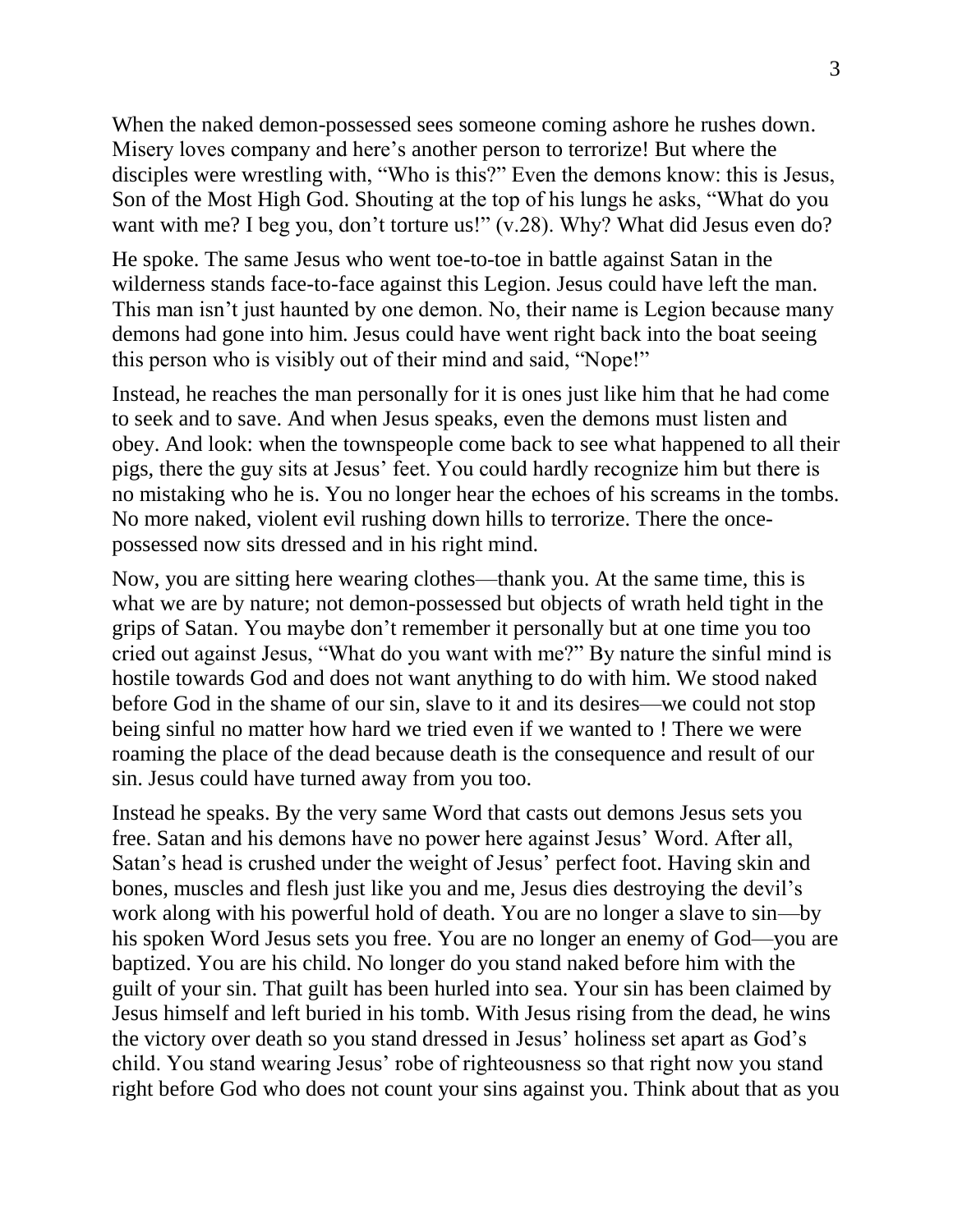When the naked demon-possessed sees someone coming ashore he rushes down. Misery loves company and here's another person to terrorize! But where the disciples were wrestling with, "Who is this?" Even the demons know: this is Jesus, Son of the Most High God. Shouting at the top of his lungs he asks, "What do you want with me? I beg you, don't torture us!" (v.28). Why? What did Jesus even do?

He spoke. The same Jesus who went toe-to-toe in battle against Satan in the wilderness stands face-to-face against this Legion. Jesus could have left the man. This man isn't just haunted by one demon. No, their name is Legion because many demons had gone into him. Jesus could have went right back into the boat seeing this person who is visibly out of their mind and said, "Nope!"

Instead, he reaches the man personally for it is ones just like him that he had come to seek and to save. And when Jesus speaks, even the demons must listen and obey. And look: when the townspeople come back to see what happened to all their pigs, there the guy sits at Jesus' feet. You could hardly recognize him but there is no mistaking who he is. You no longer hear the echoes of his screams in the tombs. No more naked, violent evil rushing down hills to terrorize. There the once-possessed now sits dressed and in his right mind.

Now, you are sitting here wearing clothes—thank you. At the same time, this is what we are by nature; not demon-possessed but objects of wrath held tight in the grips of Satan. You maybe don't remember it personally but at one time you too cried out against Jesus, "What do you want with me?" By nature the sinful mind is hostile towards God and does not want anything to do with him. We stood naked before God in the shame of our sin, slave to it and its desires—we could not stop being sinful no matter how hard we tried even if we wanted to ! There we were roaming the place of the dead because death is the consequence and result of our sin. Jesus could have turned away from you too.

Instead he speaks. By the very same Word that casts out demons Jesus sets you free. Satan and his demons have no power here against Jesus' Word. After all, Satan's head is crushed under the weight of Jesus' perfect foot. Having skin and bones, muscles and flesh just like you and me, Jesus dies destroying the devil's work along with his powerful hold of death. You are no longer a slave to sin—by his spoken Word Jesus sets you free. You are no longer an enemy of God—you are baptized. You are his child. No longer do you stand naked before him with the guilt of your sin. That guilt has been hurled into sea. Your sin has been claimed by Jesus himself and left buried in his tomb. With Jesus rising from the dead, he wins the victory over death so you stand dressed in Jesus' holiness set apart as God's child. You stand wearing Jesus' robe of righteousness so that right now you stand right before God who does not count your sins against you. Think about that as you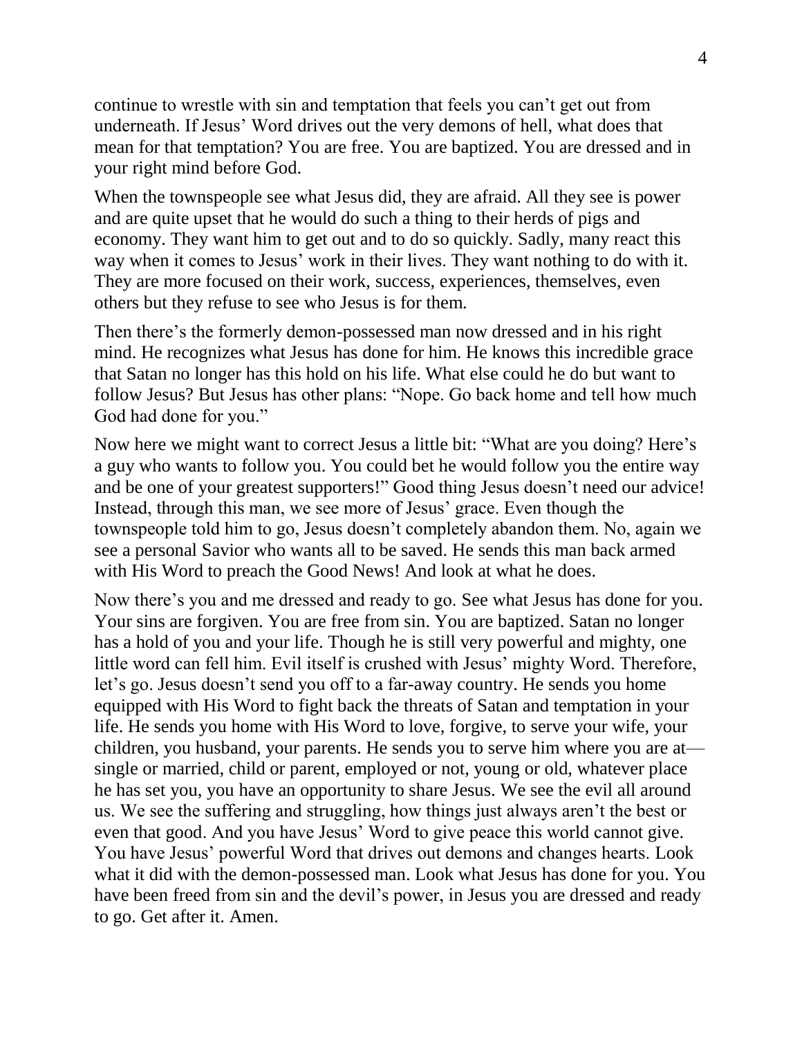continue to wrestle with sin and temptation that feels you can't get out from underneath. If Jesus' Word drives out the very demons of hell, what does that mean for that temptation? You are free. You are baptized. You are dressed and in your right mind before God.

When the townspeople see what Jesus did, they are afraid. All they see is power and are quite upset that he would do such a thing to their herds of pigs and economy. They want him to get out and to do so quickly. Sadly, many react this way when it comes to Jesus' work in their lives. They want nothing to do with it. They are more focused on their work, success, experiences, themselves, even others but they refuse to see who Jesus is for them.

Then there's the formerly demon-possessed man now dressed and in his right mind. He recognizes what Jesus has done for him. He knows this incredible grace that Satan no longer has this hold on his life. What else could he do but want to follow Jesus? But Jesus has other plans: "Nope. Go back home and tell how much God had done for you."

Now here we might want to correct Jesus a little bit: "What are you doing? Here's a guy who wants to follow you. You could bet he would follow you the entire way and be one of your greatest supporters!" Good thing Jesus doesn't need our advice! Instead, through this man, we see more of Jesus' grace. Even though the townspeople told him to go, Jesus doesn't completely abandon them. No, again we see a personal Savior who wants all to be saved. He sends this man back armed with His Word to preach the Good News! And look at what he does.

Now there's you and me dressed and ready to go. See what Jesus has done for you. Your sins are forgiven. You are free from sin. You are baptized. Satan no longer has a hold of you and your life. Though he is still very powerful and mighty, one little word can fell him. Evil itself is crushed with Jesus' mighty Word. Therefore, let's go. Jesus doesn't send you off to a far-away country. He sends you home equipped with His Word to fight back the threats of Satan and temptation in your life. He sends you home with His Word to love, forgive, to serve your wife, your children, you husband, your parents. He sends you to serve him where you are at—single or married, child or parent, employed or not, young or old, whatever place he has set you, you have an opportunity to share Jesus. We see the evil all around us. We see the suffering and struggling, how things just always aren't the best or even that good. And you have Jesus' Word to give peace this world cannot give. You have Jesus' powerful Word that drives out demons and changes hearts. Look what it did with the demon-possessed man. Look what Jesus has done for you. You have been freed from sin and the devil's power, in Jesus you are dressed and ready to go. Get after it. Amen.